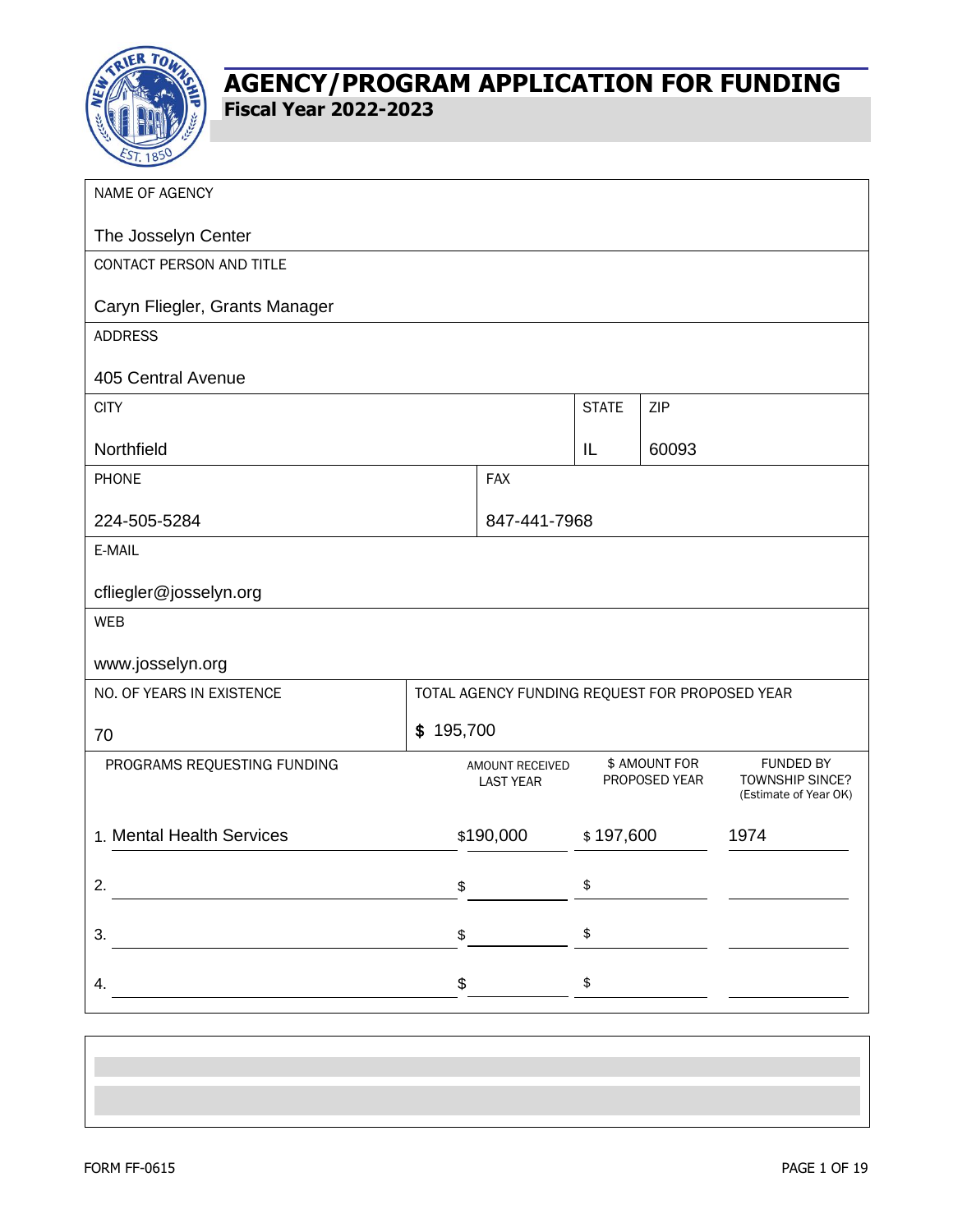# AGENCY/PROGRAM APPLICATION FOR FUNDING

**Fiscal Year 2022-2023**

| NAME OF AGENCY | | | |
|---|---|---|---|
| The Josselyn Center | | | |
| **CONTACT PERSON AND TITLE** | | | |
| Caryn Fliegler, Grants Manager | | | |
| **ADDRESS** | | | |
| 405 Central Avenue | | | |
| **CITY** | | **STATE** | **ZIP** |
| Northfield | | IL | 60093 |
| **PHONE** | **FAX** | | |
| 224-505-5284 | 847-441-7968 | | |
| **E-MAIL** | | | |
| cfliegler@josselyn.org | | | |
| **WEB** | | | |
| www.josselyn.org | | | |
| **NO. OF YEARS IN EXISTENCE** | **TOTAL AGENCY FUNDING REQUEST FOR PROPOSED YEAR** | | |
| 70 | $ 195,700 | | |

| PROGRAMS REQUESTING FUNDING | AMOUNT RECEIVED LAST YEAR | $ AMOUNT FOR PROPOSED YEAR | FUNDED BY TOWNSHIP SINCE? (Estimate of Year OK) |
|---|---|---|---|
| 1. Mental Health Services | $190,000 | $ 197,600 | 1974 |
| 2. | $ | $ | |
| 3. | $ | $ | |
| 4. | $ | $ | |

FORM FF-0615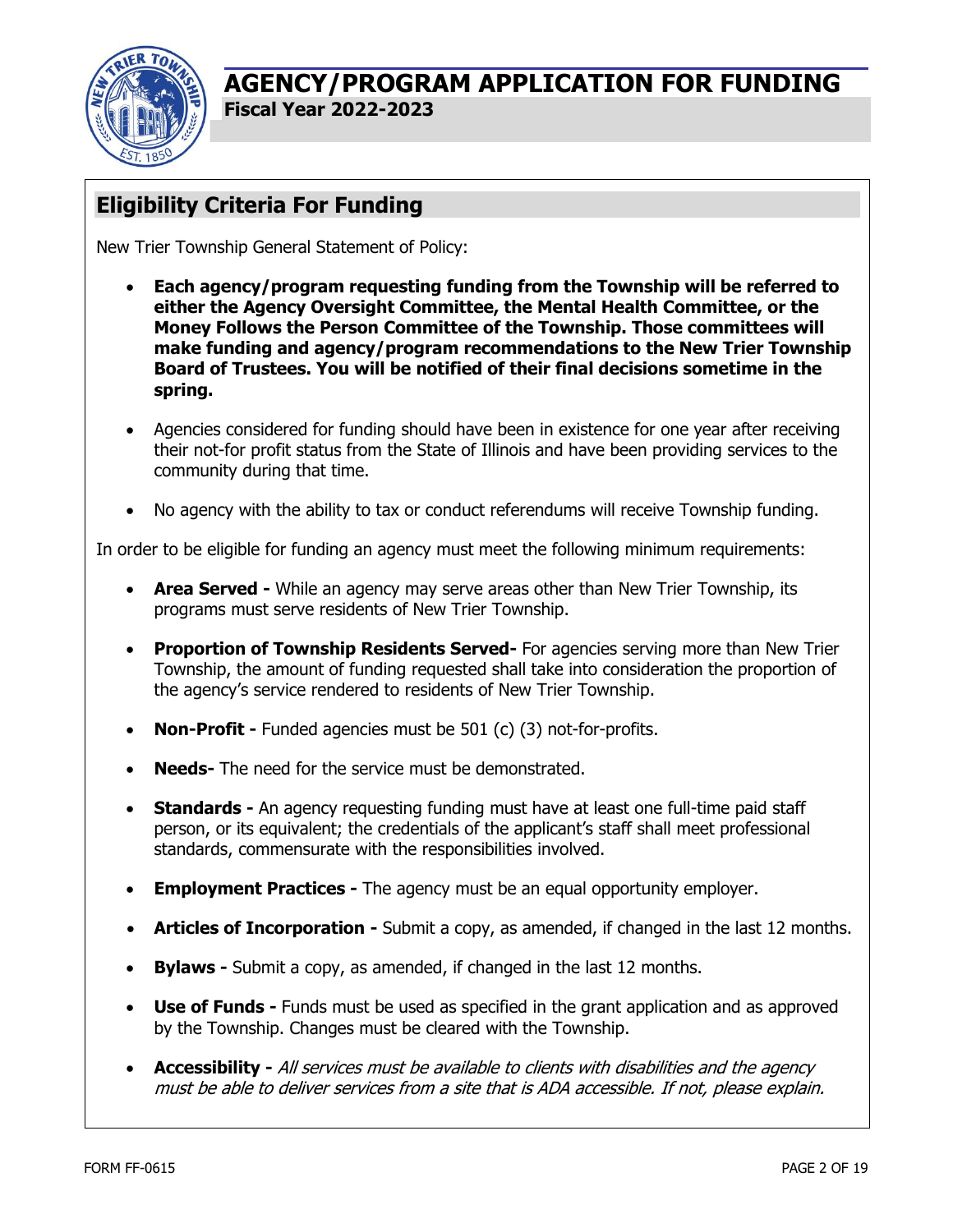# AGENCY/PROGRAM APPLICATION FOR FUNDING

**Fiscal Year 2022-2023**

## Eligibility Criteria For Funding

New Trier Township General Statement of Policy:

- **Each agency/program requesting funding from the Township will be referred to either the Agency Oversight Committee, the Mental Health Committee, or the Money Follows the Person Committee of the Township. Those committees will make funding and agency/program recommendations to the New Trier Township Board of Trustees. You will be notified of their final decisions sometime in the spring.**
- Agencies considered for funding should have been in existence for one year after receiving their not-for profit status from the State of Illinois and have been providing services to the community during that time.
- No agency with the ability to tax or conduct referendums will receive Township funding.

In order to be eligible for funding an agency must meet the following minimum requirements:

- **Area Served -** While an agency may serve areas other than New Trier Township, its programs must serve residents of New Trier Township.
- **Proportion of Township Residents Served-** For agencies serving more than New Trier Township, the amount of funding requested shall take into consideration the proportion of the agency's service rendered to residents of New Trier Township.
- **Non-Profit -** Funded agencies must be 501 (c) (3) not-for-profits.
- **Needs-** The need for the service must be demonstrated.
- **Standards -** An agency requesting funding must have at least one full-time paid staff person, or its equivalent; the credentials of the applicant's staff shall meet professional standards, commensurate with the responsibilities involved.
- **Employment Practices -** The agency must be an equal opportunity employer.
- **Articles of Incorporation -** Submit a copy, as amended, if changed in the last 12 months.
- **Bylaws -** Submit a copy, as amended, if changed in the last 12 months.
- **Use of Funds -** Funds must be used as specified in the grant application and as approved by the Township. Changes must be cleared with the Township.
- **Accessibility -** *All services must be available to clients with disabilities and the agency must be able to deliver services from a site that is ADA accessible. If not, please explain.*

FORM FF-0615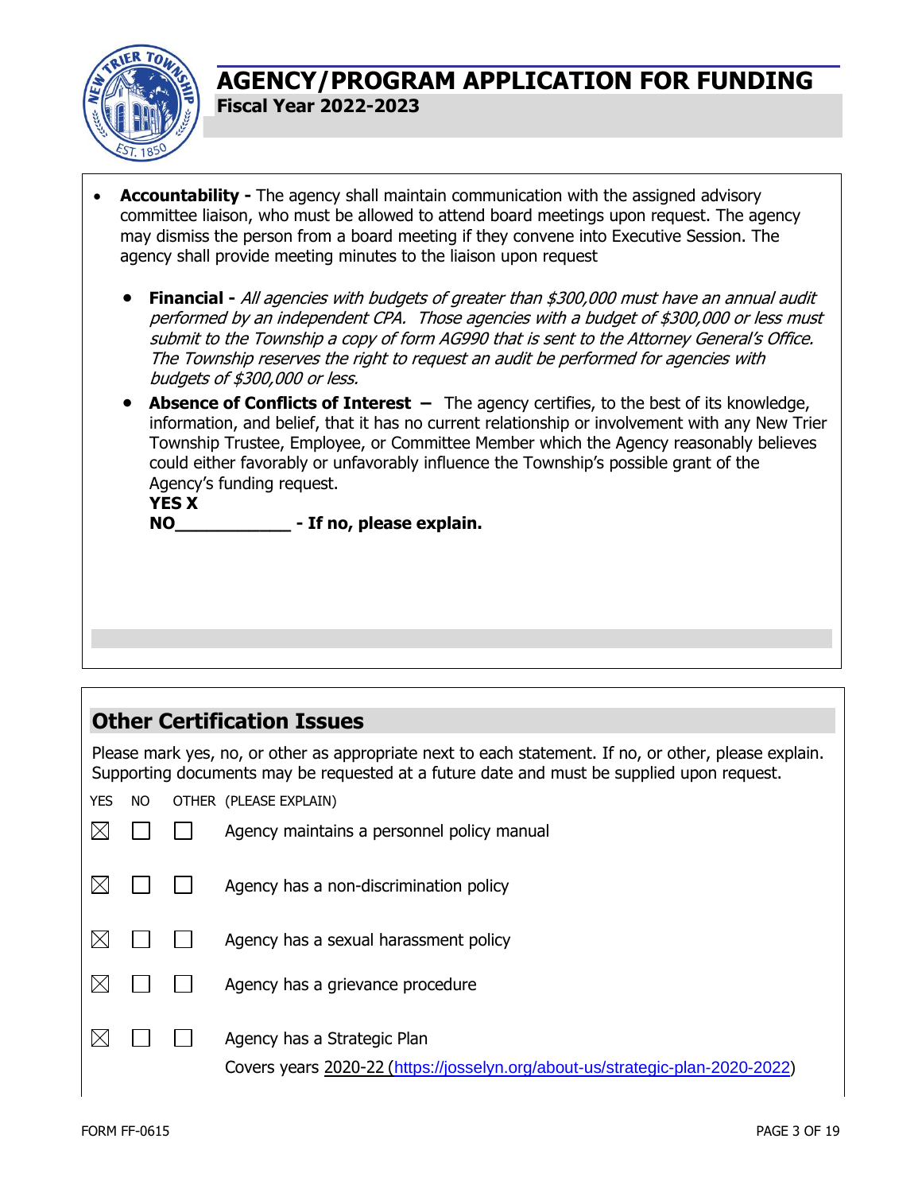# AGENCY/PROGRAM APPLICATION FOR FUNDING

**Fiscal Year 2022-2023**

- **Accountability -** The agency shall maintain communication with the assigned advisory committee liaison, who must be allowed to attend board meetings upon request. The agency may dismiss the person from a board meeting if they convene into Executive Session. The agency shall provide meeting minutes to the liaison upon request

  - **Financial -** *All agencies with budgets of greater than $300,000 must have an annual audit performed by an independent CPA. Those agencies with a budget of $300,000 or less must submit to the Township a copy of form AG990 that is sent to the Attorney General's Office. The Township reserves the right to request an audit be performed for agencies with budgets of $300,000 or less.*
  - **Absence of Conflicts of Interest –** The agency certifies, to the best of its knowledge, information, and belief, that it has no current relationship or involvement with any New Trier Township Trustee, Employee, or Committee Member which the Agency reasonably believes could either favorably or unfavorably influence the Township's possible grant of the Agency's funding request.

    **YES X**

    **NO____________ - If no, please explain.**

## Other Certification Issues

Please mark yes, no, or other as appropriate next to each statement. If no, or other, please explain. Supporting documents may be requested at a future date and must be supplied upon request.

| YES | NO | OTHER | (PLEASE EXPLAIN) |
|---|---|---|---|
| ☒ | ☐ | ☐ | Agency maintains a personnel policy manual |
| ☒ | ☐ | ☐ | Agency has a non-discrimination policy |
| ☒ | ☐ | ☐ | Agency has a sexual harassment policy |
| ☒ | ☐ | ☐ | Agency has a grievance procedure |
| ☒ | ☐ | ☐ | Agency has a Strategic Plan<br>Covers years 2020-22 (https://josselyn.org/about-us/strategic-plan-2020-2022) |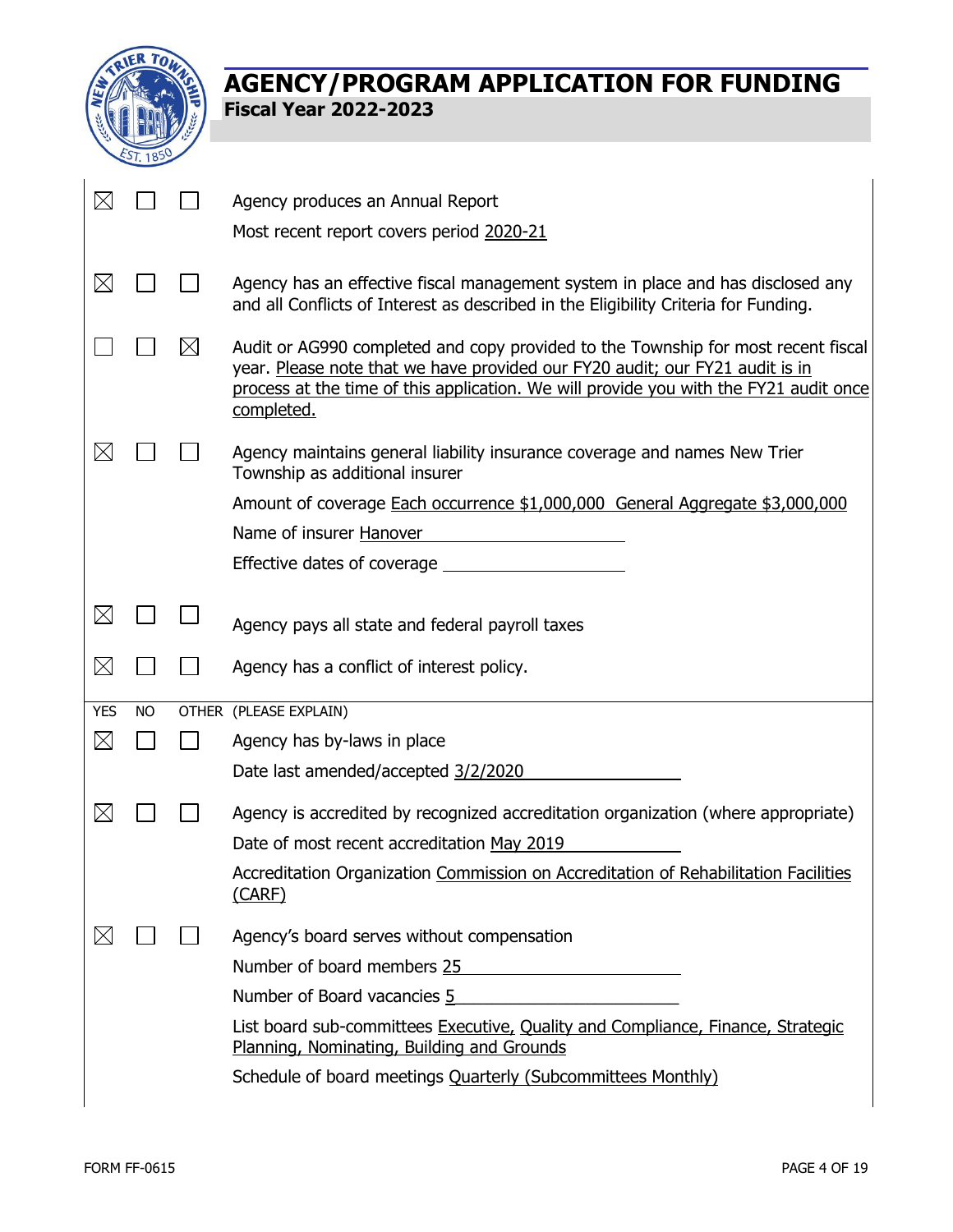# AGENCY/PROGRAM APPLICATION FOR FUNDING

**Fiscal Year 2022-2023**

| YES | NO | OTHER | (PLEASE EXPLAIN) |
|---|---|---|---|
| ☒ | ☐ | ☐ | Agency produces an Annual Report<br>Most recent report covers period 2020-21 |
| ☒ | ☐ | ☐ | Agency has an effective fiscal management system in place and has disclosed any and all Conflicts of Interest as described in the Eligibility Criteria for Funding. |
| ☐ | ☐ | ☒ | Audit or AG990 completed and copy provided to the Township for most recent fiscal year. Please note that we have provided our FY20 audit; our FY21 audit is in process at the time of this application. We will provide you with the FY21 audit once completed. |
| ☒ | ☐ | ☐ | Agency maintains general liability insurance coverage and names New Trier Township as additional insurer<br>Amount of coverage Each occurrence $1,000,000 General Aggregate $3,000,000<br>Name of insurer Hanover<br>Effective dates of coverage ______ |
| ☒ | ☐ | ☐ | Agency pays all state and federal payroll taxes |
| ☒ | ☐ | ☐ | Agency has a conflict of interest policy. |
| ☒ | ☐ | ☐ | Agency has by-laws in place<br>Date last amended/accepted 3/2/2020 |
| ☒ | ☐ | ☐ | Agency is accredited by recognized accreditation organization (where appropriate)<br>Date of most recent accreditation May 2019<br>Accreditation Organization Commission on Accreditation of Rehabilitation Facilities (CARF) |
| ☒ | ☐ | ☐ | Agency's board serves without compensation<br>Number of board members 25<br>Number of Board vacancies 5<br>List board sub-committees Executive, Quality and Compliance, Finance, Strategic Planning, Nominating, Building and Grounds<br>Schedule of board meetings Quarterly (Subcommittees Monthly) |

FORM FF-0615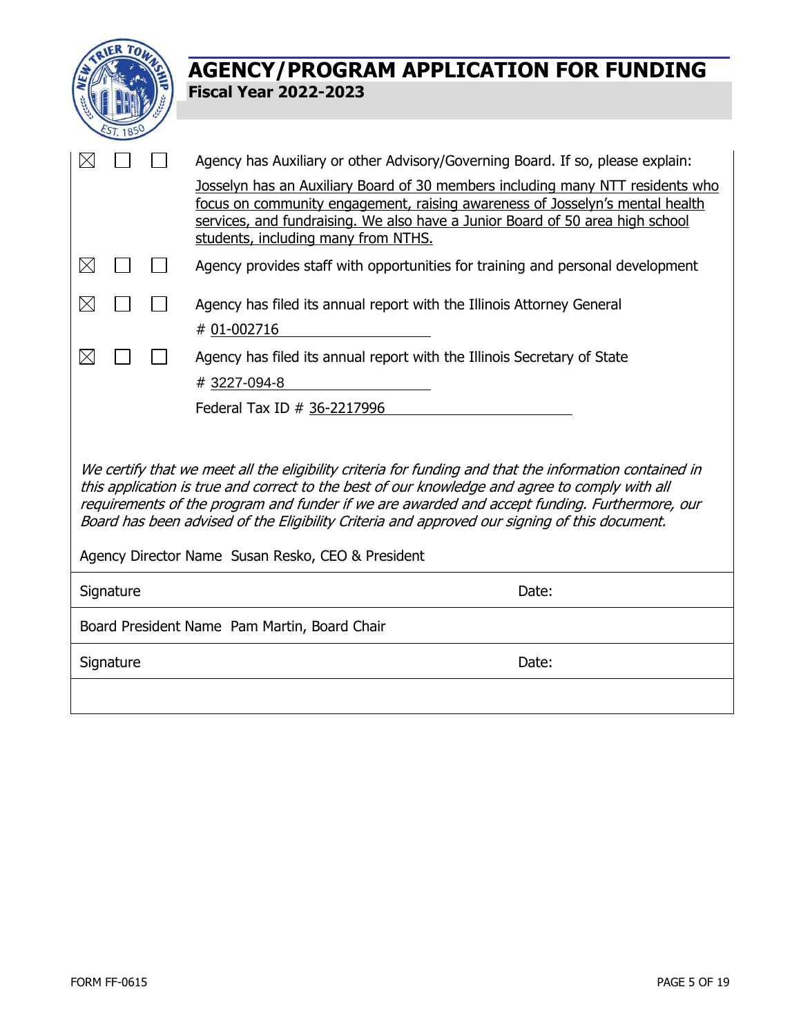# AGENCY/PROGRAM APPLICATION FOR FUNDING

**Fiscal Year 2022-2023**

| | | | |
|---|---|---|---|
| ☒ | ☐ | ☐ | Agency has Auxiliary or other Advisory/Governing Board. If so, please explain: Josselyn has an Auxiliary Board of 30 members including many NTT residents who focus on community engagement, raising awareness of Josselyn's mental health services, and fundraising. We also have a Junior Board of 50 area high school students, including many from NTHS. |
| ☒ | ☐ | ☐ | Agency provides staff with opportunities for training and personal development |
| ☒ | ☐ | ☐ | Agency has filed its annual report with the Illinois Attorney General # 01-002716 |
| ☒ | ☐ | ☐ | Agency has filed its annual report with the Illinois Secretary of State # 3227-094-8 |
| | | | Federal Tax ID # 36-2217996 |

*We certify that we meet all the eligibility criteria for funding and that the information contained in this application is true and correct to the best of our knowledge and agree to comply with all requirements of the program and funder if we are awarded and accept funding. Furthermore, our Board has been advised of the Eligibility Criteria and approved our signing of this document.*

Agency Director Name Susan Resko, CEO & President

| | |
|---|---|
| Signature | Date: |
| Board President Name Pam Martin, Board Chair | |
| Signature | Date: |

FORM FF-0615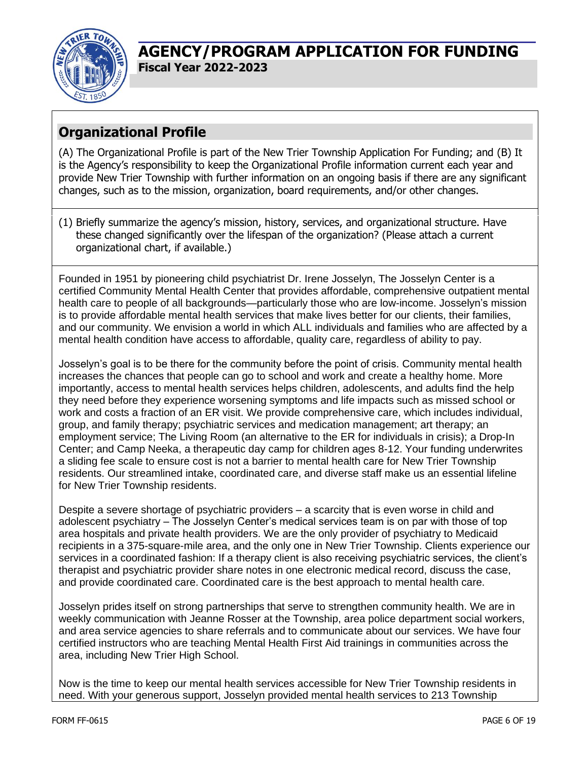# AGENCY/PROGRAM APPLICATION FOR FUNDING

**Fiscal Year 2022-2023**

## Organizational Profile

(A) The Organizational Profile is part of the New Trier Township Application For Funding; and (B) It is the Agency's responsibility to keep the Organizational Profile information current each year and provide New Trier Township with further information on an ongoing basis if there are any significant changes, such as to the mission, organization, board requirements, and/or other changes.

(1) Briefly summarize the agency's mission, history, services, and organizational structure. Have these changed significantly over the lifespan of the organization? (Please attach a current organizational chart, if available.)

Founded in 1951 by pioneering child psychiatrist Dr. Irene Josselyn, The Josselyn Center is a certified Community Mental Health Center that provides affordable, comprehensive outpatient mental health care to people of all backgrounds—particularly those who are low-income. Josselyn's mission is to provide affordable mental health services that make lives better for our clients, their families, and our community. We envision a world in which ALL individuals and families who are affected by a mental health condition have access to affordable, quality care, regardless of ability to pay.

Josselyn's goal is to be there for the community before the point of crisis. Community mental health increases the chances that people can go to school and work and create a healthy home. More importantly, access to mental health services helps children, adolescents, and adults find the help they need before they experience worsening symptoms and life impacts such as missed school or work and costs a fraction of an ER visit. We provide comprehensive care, which includes individual, group, and family therapy; psychiatric services and medication management; art therapy; an employment service; The Living Room (an alternative to the ER for individuals in crisis); a Drop-In Center; and Camp Neeka, a therapeutic day camp for children ages 8-12. Your funding underwrites a sliding fee scale to ensure cost is not a barrier to mental health care for New Trier Township residents. Our streamlined intake, coordinated care, and diverse staff make us an essential lifeline for New Trier Township residents.

Despite a severe shortage of psychiatric providers – a scarcity that is even worse in child and adolescent psychiatry – The Josselyn Center's medical services team is on par with those of top area hospitals and private health providers. We are the only provider of psychiatry to Medicaid recipients in a 375-square-mile area, and the only one in New Trier Township. Clients experience our services in a coordinated fashion: If a therapy client is also receiving psychiatric services, the client's therapist and psychiatric provider share notes in one electronic medical record, discuss the case, and provide coordinated care. Coordinated care is the best approach to mental health care.

Josselyn prides itself on strong partnerships that serve to strengthen community health. We are in weekly communication with Jeanne Rosser at the Township, area police department social workers, and area service agencies to share referrals and to communicate about our services. We have four certified instructors who are teaching Mental Health First Aid trainings in communities across the area, including New Trier High School.

Now is the time to keep our mental health services accessible for New Trier Township residents in need. With your generous support, Josselyn provided mental health services to 213 Township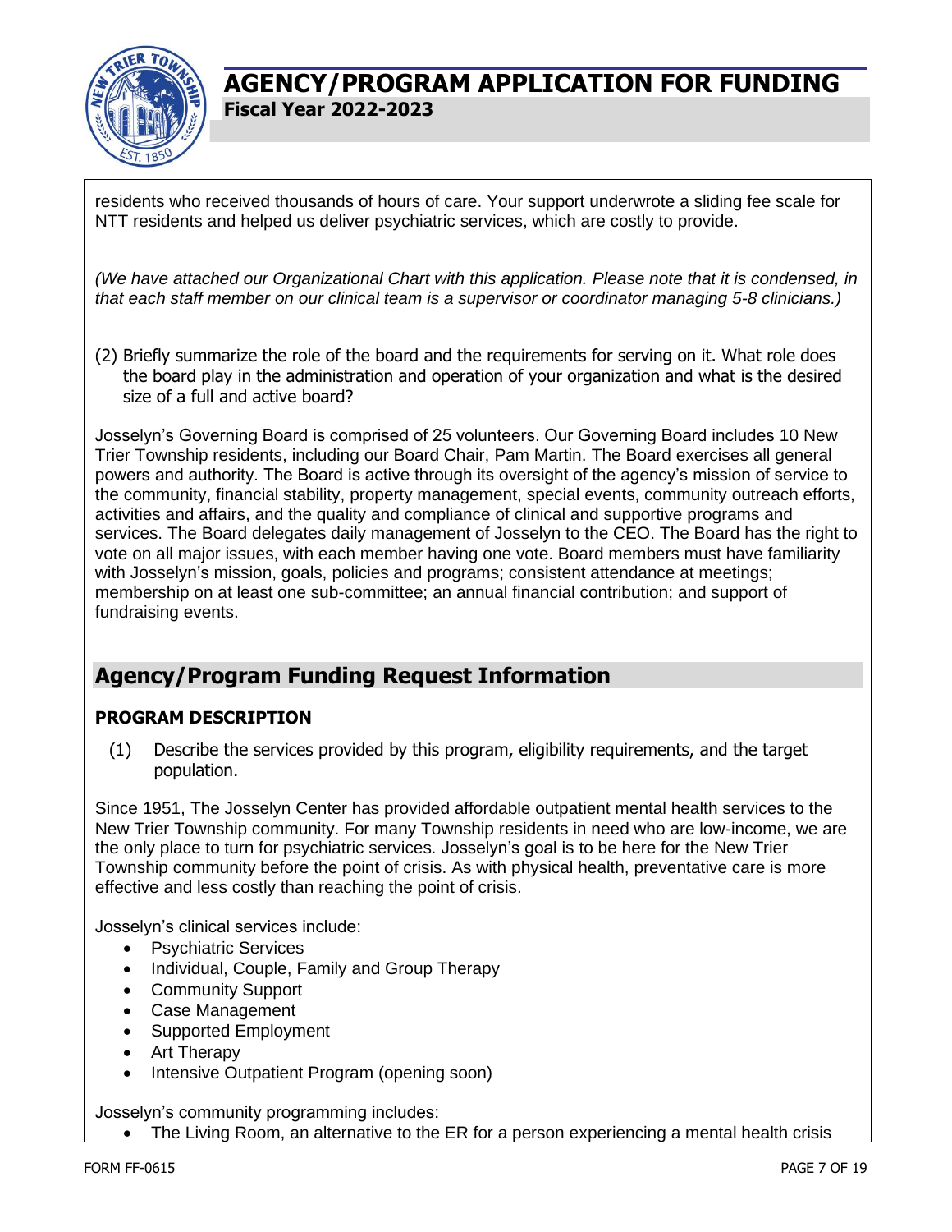residents who received thousands of hours of care. Your support underwrote a sliding fee scale for NTT residents and helped us deliver psychiatric services, which are costly to provide.

*(We have attached our Organizational Chart with this application. Please note that it is condensed, in that each staff member on our clinical team is a supervisor or coordinator managing 5-8 clinicians.)*

(2) Briefly summarize the role of the board and the requirements for serving on it. What role does the board play in the administration and operation of your organization and what is the desired size of a full and active board?

Josselyn's Governing Board is comprised of 25 volunteers. Our Governing Board includes 10 New Trier Township residents, including our Board Chair, Pam Martin. The Board exercises all general powers and authority. The Board is active through its oversight of the agency's mission of service to the community, financial stability, property management, special events, community outreach efforts, activities and affairs, and the quality and compliance of clinical and supportive programs and services. The Board delegates daily management of Josselyn to the CEO. The Board has the right to vote on all major issues, with each member having one vote. Board members must have familiarity with Josselyn's mission, goals, policies and programs; consistent attendance at meetings; membership on at least one sub-committee; an annual financial contribution; and support of fundraising events.

## Agency/Program Funding Request Information

### PROGRAM DESCRIPTION

(1) Describe the services provided by this program, eligibility requirements, and the target population.

Since 1951, The Josselyn Center has provided affordable outpatient mental health services to the New Trier Township community. For many Township residents in need who are low-income, we are the only place to turn for psychiatric services. Josselyn's goal is to be here for the New Trier Township community before the point of crisis. As with physical health, preventative care is more effective and less costly than reaching the point of crisis.

Josselyn's clinical services include:

- Psychiatric Services
- Individual, Couple, Family and Group Therapy
- Community Support
- Case Management
- Supported Employment
- Art Therapy
- Intensive Outpatient Program (opening soon)

Josselyn's community programming includes:

- The Living Room, an alternative to the ER for a person experiencing a mental health crisis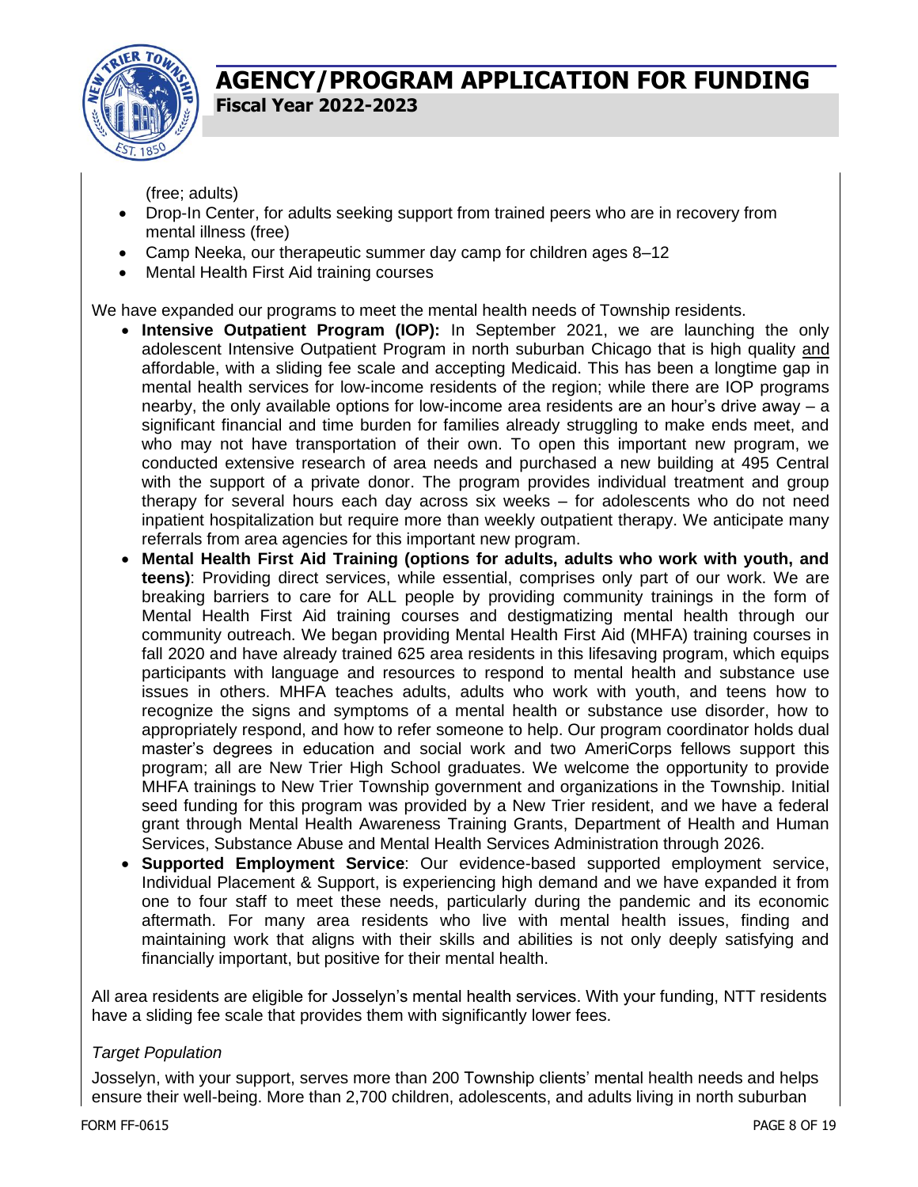(free; adults)

- Drop-In Center, for adults seeking support from trained peers who are in recovery from mental illness (free)
- Camp Neeka, our therapeutic summer day camp for children ages 8–12
- Mental Health First Aid training courses

We have expanded our programs to meet the mental health needs of Township residents.

- **Intensive Outpatient Program (IOP):** In September 2021, we are launching the only adolescent Intensive Outpatient Program in north suburban Chicago that is high quality <u>and</u> affordable, with a sliding fee scale and accepting Medicaid. This has been a longtime gap in mental health services for low-income residents of the region; while there are IOP programs nearby, the only available options for low-income area residents are an hour's drive away – a significant financial and time burden for families already struggling to make ends meet, and who may not have transportation of their own. To open this important new program, we conducted extensive research of area needs and purchased a new building at 495 Central with the support of a private donor. The program provides individual treatment and group therapy for several hours each day across six weeks – for adolescents who do not need inpatient hospitalization but require more than weekly outpatient therapy. We anticipate many referrals from area agencies for this important new program.
- **Mental Health First Aid Training (options for adults, adults who work with youth, and teens)**: Providing direct services, while essential, comprises only part of our work. We are breaking barriers to care for ALL people by providing community trainings in the form of Mental Health First Aid training courses and destigmatizing mental health through our community outreach. We began providing Mental Health First Aid (MHFA) training courses in fall 2020 and have already trained 625 area residents in this lifesaving program, which equips participants with language and resources to respond to mental health and substance use issues in others. MHFA teaches adults, adults who work with youth, and teens how to recognize the signs and symptoms of a mental health or substance use disorder, how to appropriately respond, and how to refer someone to help. Our program coordinator holds dual master's degrees in education and social work and two AmeriCorps fellows support this program; all are New Trier High School graduates. We welcome the opportunity to provide MHFA trainings to New Trier Township government and organizations in the Township. Initial seed funding for this program was provided by a New Trier resident, and we have a federal grant through Mental Health Awareness Training Grants, Department of Health and Human Services, Substance Abuse and Mental Health Services Administration through 2026.
- **Supported Employment Service**: Our evidence-based supported employment service, Individual Placement & Support, is experiencing high demand and we have expanded it from one to four staff to meet these needs, particularly during the pandemic and its economic aftermath. For many area residents who live with mental health issues, finding and maintaining work that aligns with their skills and abilities is not only deeply satisfying and financially important, but positive for their mental health.

All area residents are eligible for Josselyn's mental health services. With your funding, NTT residents have a sliding fee scale that provides them with significantly lower fees.

*Target Population*

Josselyn, with your support, serves more than 200 Township clients' mental health needs and helps ensure their well-being. More than 2,700 children, adolescents, and adults living in north suburban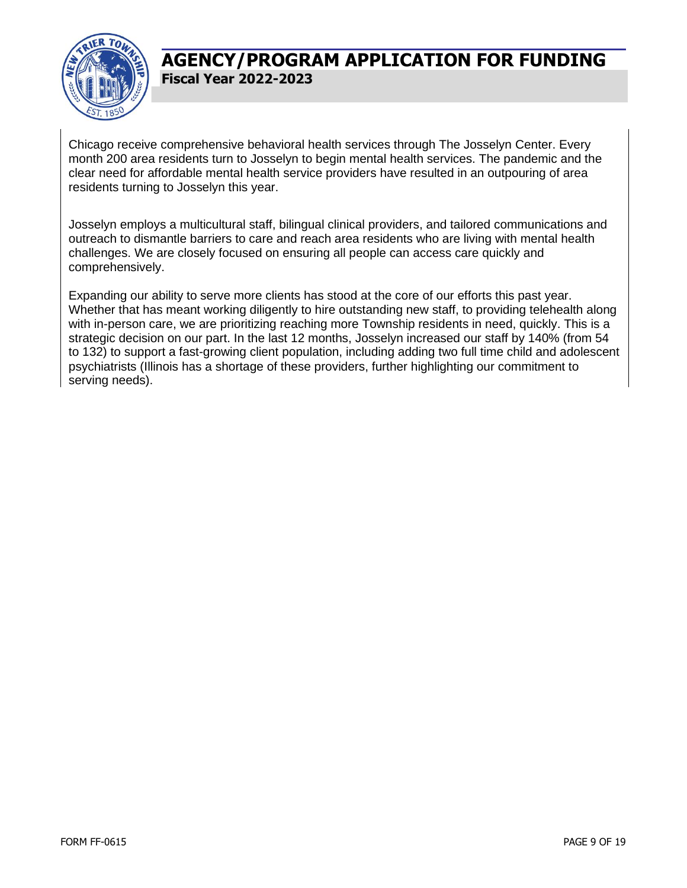Chicago receive comprehensive behavioral health services through The Josselyn Center. Every month 200 area residents turn to Josselyn to begin mental health services. The pandemic and the clear need for affordable mental health service providers have resulted in an outpouring of area residents turning to Josselyn this year.

Josselyn employs a multicultural staff, bilingual clinical providers, and tailored communications and outreach to dismantle barriers to care and reach area residents who are living with mental health challenges. We are closely focused on ensuring all people can access care quickly and comprehensively.

Expanding our ability to serve more clients has stood at the core of our efforts this past year. Whether that has meant working diligently to hire outstanding new staff, to providing telehealth along with in-person care, we are prioritizing reaching more Township residents in need, quickly. This is a strategic decision on our part. In the last 12 months, Josselyn increased our staff by 140% (from 54 to 132) to support a fast-growing client population, including adding two full time child and adolescent psychiatrists (Illinois has a shortage of these providers, further highlighting our commitment to serving needs).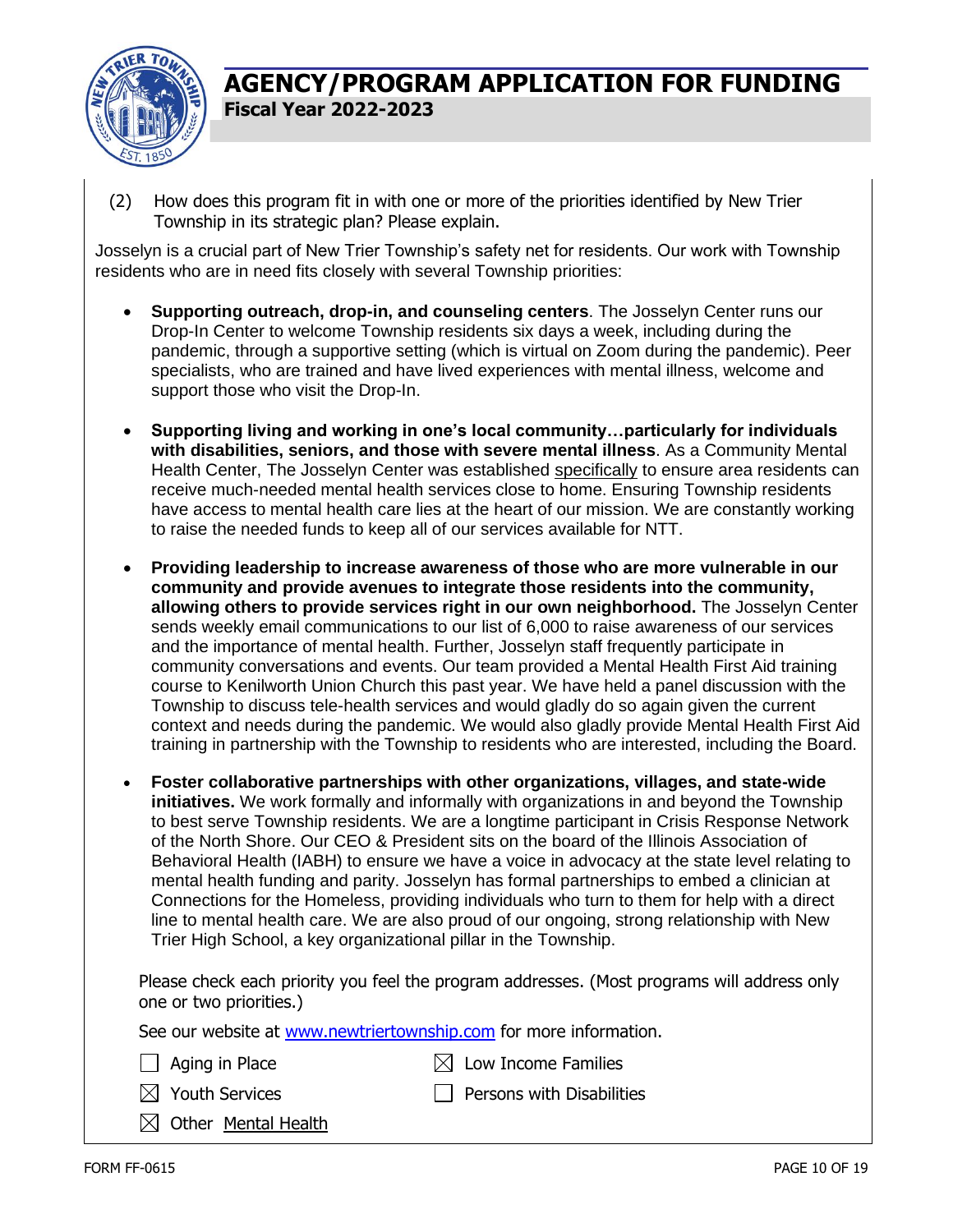# AGENCY/PROGRAM APPLICATION FOR FUNDING

**Fiscal Year 2022-2023**

(2) How does this program fit in with one or more of the priorities identified by New Trier Township in its strategic plan? Please explain.

Josselyn is a crucial part of New Trier Township's safety net for residents. Our work with Township residents who are in need fits closely with several Township priorities:

- **Supporting outreach, drop-in, and counseling centers**. The Josselyn Center runs our Drop-In Center to welcome Township residents six days a week, including during the pandemic, through a supportive setting (which is virtual on Zoom during the pandemic). Peer specialists, who are trained and have lived experiences with mental illness, welcome and support those who visit the Drop-In.

- **Supporting living and working in one's local community…particularly for individuals with disabilities, seniors, and those with severe mental illness**. As a Community Mental Health Center, The Josselyn Center was established specifically to ensure area residents can receive much-needed mental health services close to home. Ensuring Township residents have access to mental health care lies at the heart of our mission. We are constantly working to raise the needed funds to keep all of our services available for NTT.

- **Providing leadership to increase awareness of those who are more vulnerable in our community and provide avenues to integrate those residents into the community, allowing others to provide services right in our own neighborhood.** The Josselyn Center sends weekly email communications to our list of 6,000 to raise awareness of our services and the importance of mental health. Further, Josselyn staff frequently participate in community conversations and events. Our team provided a Mental Health First Aid training course to Kenilworth Union Church this past year. We have held a panel discussion with the Township to discuss tele-health services and would gladly do so again given the current context and needs during the pandemic. We would also gladly provide Mental Health First Aid training in partnership with the Township to residents who are interested, including the Board.

- **Foster collaborative partnerships with other organizations, villages, and state-wide initiatives.** We work formally and informally with organizations in and beyond the Township to best serve Township residents. We are a longtime participant in Crisis Response Network of the North Shore. Our CEO & President sits on the board of the Illinois Association of Behavioral Health (IABH) to ensure we have a voice in advocacy at the state level relating to mental health funding and parity. Josselyn has formal partnerships to embed a clinician at Connections for the Homeless, providing individuals who turn to them for help with a direct line to mental health care. We are also proud of our ongoing, strong relationship with New Trier High School, a key organizational pillar in the Township.

Please check each priority you feel the program addresses. (Most programs will address only one or two priorities.)

See our website at www.newtriertownship.com for more information.

- ☐ Aging in Place
- ☒ Low Income Families
- ☒ Youth Services
- ☐ Persons with Disabilities
- ☒ Other Mental Health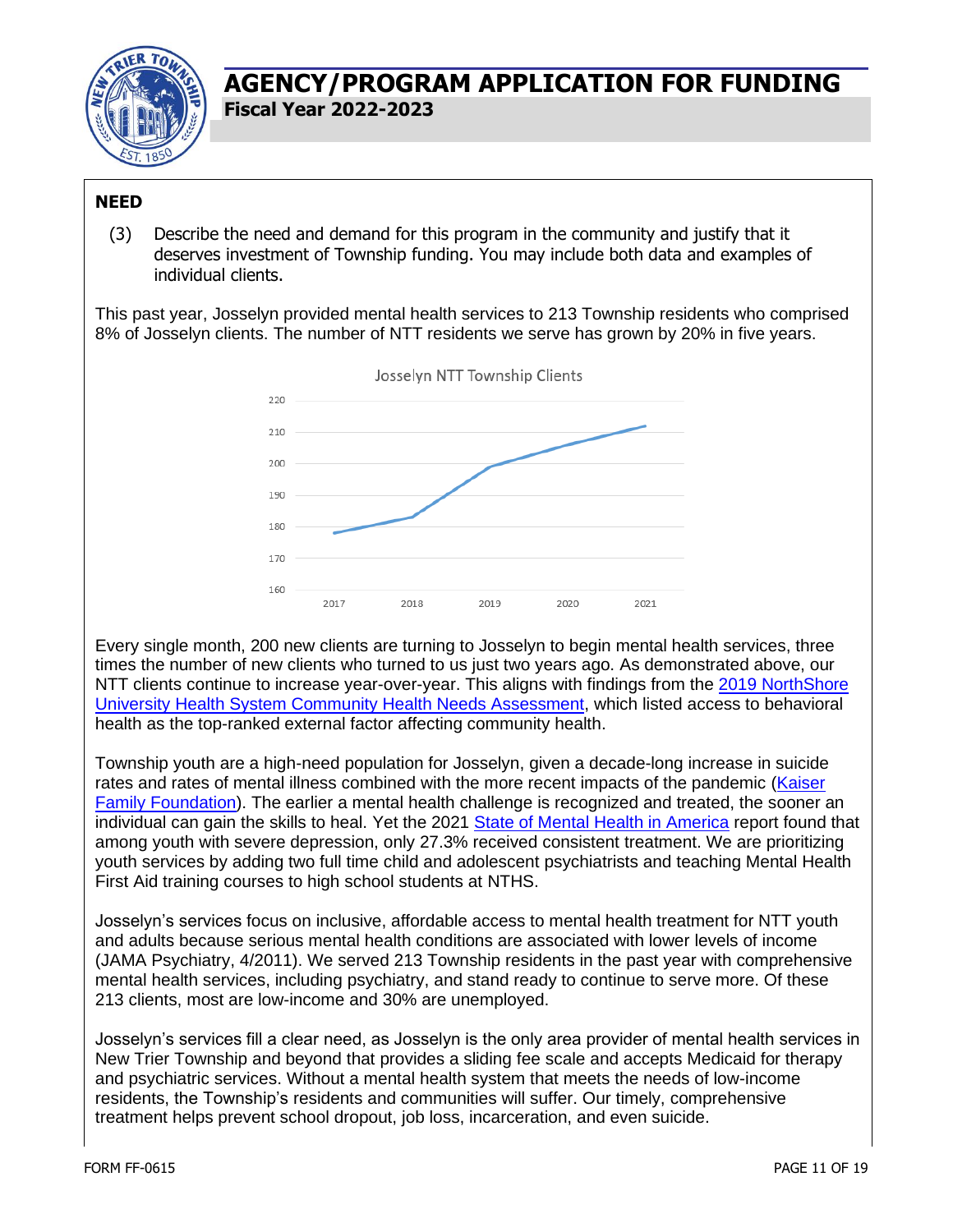# AGENCY/PROGRAM APPLICATION FOR FUNDING

**Fiscal Year 2022-2023**

## NEED

(3) Describe the need and demand for this program in the community and justify that it deserves investment of Township funding. You may include both data and examples of individual clients.

This past year, Josselyn provided mental health services to 213 Township residents who comprised 8% of Josselyn clients. The number of NTT residents we serve has grown by 20% in five years.

Josselyn NTT Township Clients

Every single month, 200 new clients are turning to Josselyn to begin mental health services, three times the number of new clients who turned to us just two years ago. As demonstrated above, our NTT clients continue to increase year-over-year. This aligns with findings from the 2019 NorthShore University Health System Community Health Needs Assessment, which listed access to behavioral health as the top-ranked external factor affecting community health.

Township youth are a high-need population for Josselyn, given a decade-long increase in suicide rates and rates of mental illness combined with the more recent impacts of the pandemic (Kaiser Family Foundation). The earlier a mental health challenge is recognized and treated, the sooner an individual can gain the skills to heal. Yet the 2021 State of Mental Health in America report found that among youth with severe depression, only 27.3% received consistent treatment. We are prioritizing youth services by adding two full time child and adolescent psychiatrists and teaching Mental Health First Aid training courses to high school students at NTHS.

Josselyn's services focus on inclusive, affordable access to mental health treatment for NTT youth and adults because serious mental health conditions are associated with lower levels of income (JAMA Psychiatry, 4/2011). We served 213 Township residents in the past year with comprehensive mental health services, including psychiatry, and stand ready to continue to serve more. Of these 213 clients, most are low-income and 30% are unemployed.

Josselyn's services fill a clear need, as Josselyn is the only area provider of mental health services in New Trier Township and beyond that provides a sliding fee scale and accepts Medicaid for therapy and psychiatric services. Without a mental health system that meets the needs of low-income residents, the Township's residents and communities will suffer. Our timely, comprehensive treatment helps prevent school dropout, job loss, incarceration, and even suicide.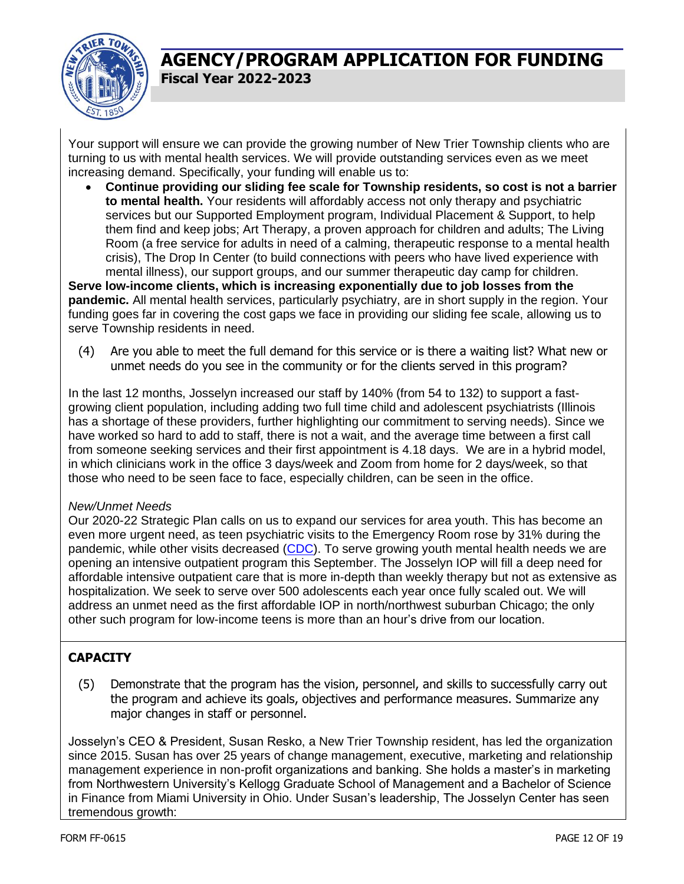Your support will ensure we can provide the growing number of New Trier Township clients who are turning to us with mental health services. We will provide outstanding services even as we meet increasing demand. Specifically, your funding will enable us to:

- **Continue providing our sliding fee scale for Township residents, so cost is not a barrier to mental health.** Your residents will affordably access not only therapy and psychiatric services but our Supported Employment program, Individual Placement & Support, to help them find and keep jobs; Art Therapy, a proven approach for children and adults; The Living Room (a free service for adults in need of a calming, therapeutic response to a mental health crisis), The Drop In Center (to build connections with peers who have lived experience with mental illness), our support groups, and our summer therapeutic day camp for children.

**Serve low-income clients, which is increasing exponentially due to job losses from the pandemic.** All mental health services, particularly psychiatry, are in short supply in the region. Your funding goes far in covering the cost gaps we face in providing our sliding fee scale, allowing us to serve Township residents in need.

(4) Are you able to meet the full demand for this service or is there a waiting list? What new or unmet needs do you see in the community or for the clients served in this program?

In the last 12 months, Josselyn increased our staff by 140% (from 54 to 132) to support a fast-growing client population, including adding two full time child and adolescent psychiatrists (Illinois has a shortage of these providers, further highlighting our commitment to serving needs). Since we have worked so hard to add to staff, there is not a wait, and the average time between a first call from someone seeking services and their first appointment is 4.18 days. We are in a hybrid model, in which clinicians work in the office 3 days/week and Zoom from home for 2 days/week, so that those who need to be seen face to face, especially children, can be seen in the office.

*New/Unmet Needs*

Our 2020-22 Strategic Plan calls on us to expand our services for area youth. This has become an even more urgent need, as teen psychiatric visits to the Emergency Room rose by 31% during the pandemic, while other visits decreased (CDC). To serve growing youth mental health needs we are opening an intensive outpatient program this September. The Josselyn IOP will fill a deep need for affordable intensive outpatient care that is more in-depth than weekly therapy but not as extensive as hospitalization. We seek to serve over 500 adolescents each year once fully scaled out. We will address an unmet need as the first affordable IOP in north/northwest suburban Chicago; the only other such program for low-income teens is more than an hour's drive from our location.

## CAPACITY

(5) Demonstrate that the program has the vision, personnel, and skills to successfully carry out the program and achieve its goals, objectives and performance measures. Summarize any major changes in staff or personnel.

Josselyn's CEO & President, Susan Resko, a New Trier Township resident, has led the organization since 2015. Susan has over 25 years of change management, executive, marketing and relationship management experience in non-profit organizations and banking. She holds a master's in marketing from Northwestern University's Kellogg Graduate School of Management and a Bachelor of Science in Finance from Miami University in Ohio. Under Susan's leadership, The Josselyn Center has seen tremendous growth: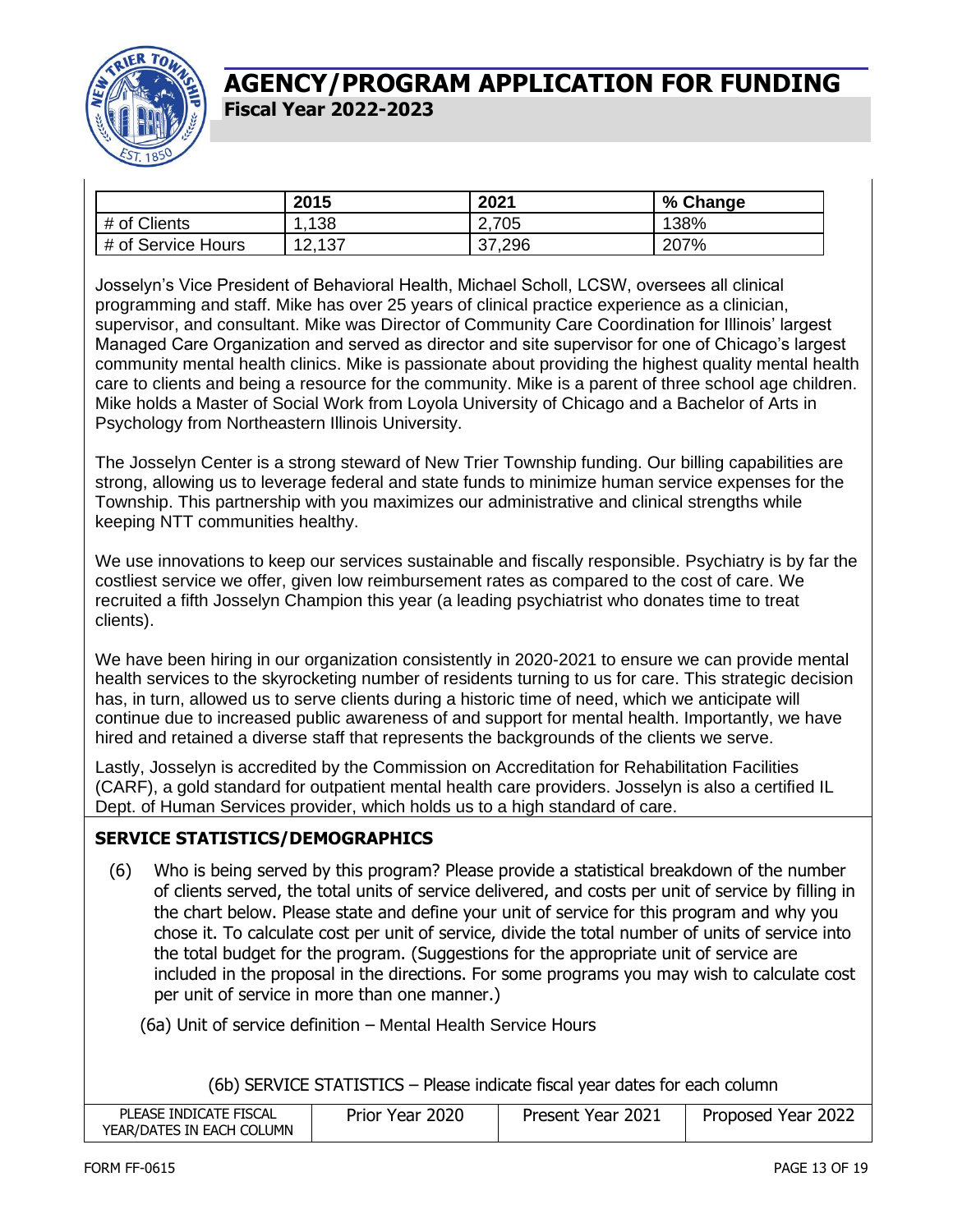| | 2015 | 2021 | % Change |
|---|---|---|---|
| # of Clients | 1,138 | 2,705 | 138% |
| # of Service Hours | 12,137 | 37,296 | 207% |

Josselyn's Vice President of Behavioral Health, Michael Scholl, LCSW, oversees all clinical programming and staff. Mike has over 25 years of clinical practice experience as a clinician, supervisor, and consultant. Mike was Director of Community Care Coordination for Illinois' largest Managed Care Organization and served as director and site supervisor for one of Chicago's largest community mental health clinics. Mike is passionate about providing the highest quality mental health care to clients and being a resource for the community. Mike is a parent of three school age children. Mike holds a Master of Social Work from Loyola University of Chicago and a Bachelor of Arts in Psychology from Northeastern Illinois University.

The Josselyn Center is a strong steward of New Trier Township funding. Our billing capabilities are strong, allowing us to leverage federal and state funds to minimize human service expenses for the Township. This partnership with you maximizes our administrative and clinical strengths while keeping NTT communities healthy.

We use innovations to keep our services sustainable and fiscally responsible. Psychiatry is by far the costliest service we offer, given low reimbursement rates as compared to the cost of care. We recruited a fifth Josselyn Champion this year (a leading psychiatrist who donates time to treat clients).

We have been hiring in our organization consistently in 2020-2021 to ensure we can provide mental health services to the skyrocketing number of residents turning to us for care. This strategic decision has, in turn, allowed us to serve clients during a historic time of need, which we anticipate will continue due to increased public awareness of and support for mental health. Importantly, we have hired and retained a diverse staff that represents the backgrounds of the clients we serve.

Lastly, Josselyn is accredited by the Commission on Accreditation for Rehabilitation Facilities (CARF), a gold standard for outpatient mental health care providers. Josselyn is also a certified IL Dept. of Human Services provider, which holds us to a high standard of care.

## SERVICE STATISTICS/DEMOGRAPHICS

(6) Who is being served by this program? Please provide a statistical breakdown of the number of clients served, the total units of service delivered, and costs per unit of service by filling in the chart below. Please state and define your unit of service for this program and why you chose it. To calculate cost per unit of service, divide the total number of units of service into the total budget for the program. (Suggestions for the appropriate unit of service are included in the proposal in the directions. For some programs you may wish to calculate cost per unit of service in more than one manner.)

(6a) Unit of service definition – Mental Health Service Hours

(6b) SERVICE STATISTICS – Please indicate fiscal year dates for each column

| PLEASE INDICATE FISCAL YEAR/DATES IN EACH COLUMN | Prior Year 2020 | Present Year 2021 | Proposed Year 2022 |
|---|---|---|---|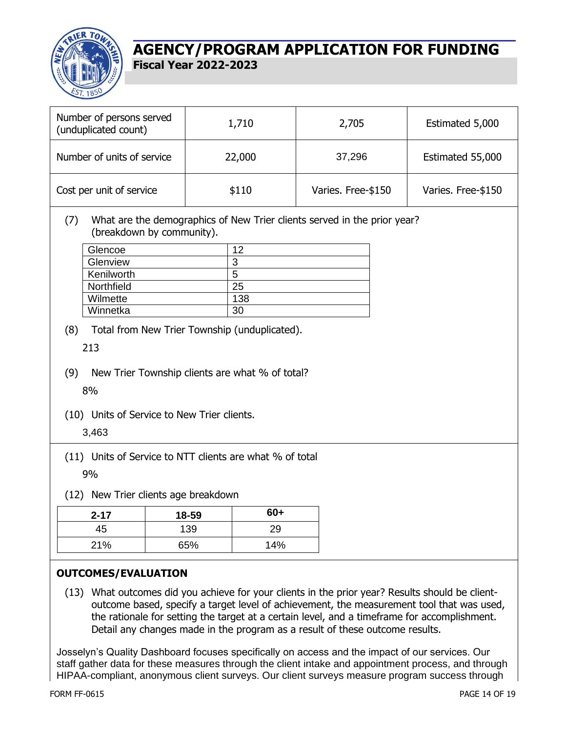| Number of persons served (unduplicated count) | 1,710 | 2,705 | Estimated 5,000 |
|---|---|---|---|
| Number of units of service | 22,000 | 37,296 | Estimated 55,000 |
| Cost per unit of service | $110 | Varies. Free-$150 | Varies. Free-$150 |

(7) What are the demographics of New Trier clients served in the prior year? (breakdown by community).

| Glencoe | 12 |
|---|---|
| Glenview | 3 |
| Kenilworth | 5 |
| Northfield | 25 |
| Wilmette | 138 |
| Winnetka | 30 |

(8) Total from New Trier Township (unduplicated).

213

(9) New Trier Township clients are what % of total?

8%

(10) Units of Service to New Trier clients.

3,463

(11) Units of Service to NTT clients are what % of total

9%

(12) New Trier clients age breakdown

| 2-17 | 18-59 | 60+ |
|---|---|---|
| 45 | 139 | 29 |
| 21% | 65% | 14% |

**OUTCOMES/EVALUATION**

(13) What outcomes did you achieve for your clients in the prior year? Results should be client-outcome based, specify a target level of achievement, the measurement tool that was used, the rationale for setting the target at a certain level, and a timeframe for accomplishment. Detail any changes made in the program as a result of these outcome results.

Josselyn's Quality Dashboard focuses specifically on access and the impact of our services. Our staff gather data for these measures through the client intake and appointment process, and through HIPAA-compliant, anonymous client surveys. Our client surveys measure program success through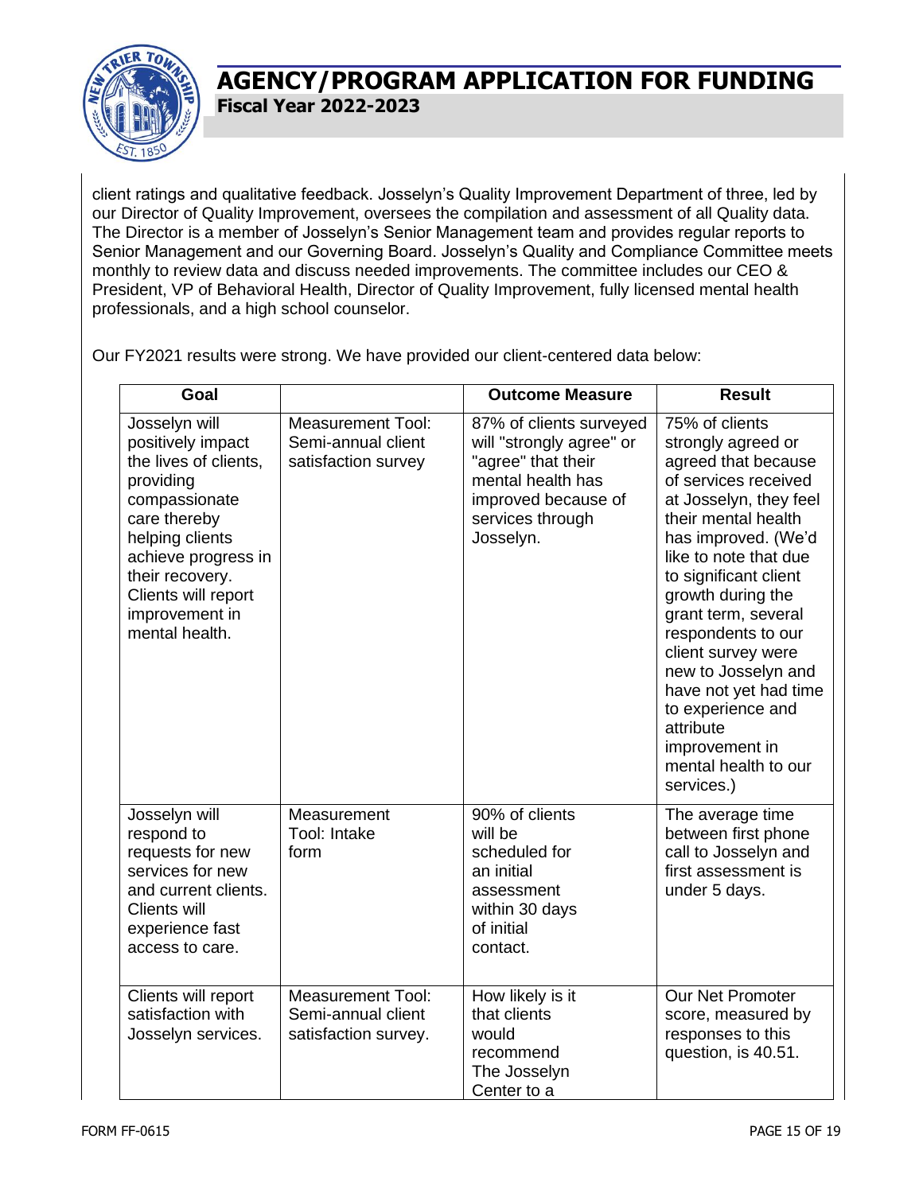client ratings and qualitative feedback. Josselyn's Quality Improvement Department of three, led by our Director of Quality Improvement, oversees the compilation and assessment of all Quality data. The Director is a member of Josselyn's Senior Management team and provides regular reports to Senior Management and our Governing Board. Josselyn's Quality and Compliance Committee meets monthly to review data and discuss needed improvements. The committee includes our CEO & President, VP of Behavioral Health, Director of Quality Improvement, fully licensed mental health professionals, and a high school counselor.

Our FY2021 results were strong. We have provided our client-centered data below:

| Goal | | Outcome Measure | Result |
|---|---|---|---|
| Josselyn will positively impact the lives of clients, providing compassionate care thereby helping clients achieve progress in their recovery. Clients will report improvement in mental health. | Measurement Tool: Semi-annual client satisfaction survey | 87% of clients surveyed will "strongly agree" or "agree" that their mental health has improved because of services through Josselyn. | 75% of clients strongly agreed or agreed that because of services received at Josselyn, they feel their mental health has improved. (We'd like to note that due to significant client growth during the grant term, several respondents to our client survey were new to Josselyn and have not yet had time to experience and attribute improvement in mental health to our services.) |
| Josselyn will respond to requests for new services for new and current clients. Clients will experience fast access to care. | Measurement Tool: Intake form | 90% of clients will be scheduled for an initial assessment within 30 days of initial contact. | The average time between first phone call to Josselyn and first assessment is under 5 days. |
| Clients will report satisfaction with Josselyn services. | Measurement Tool: Semi-annual client satisfaction survey. | How likely is it that clients would recommend The Josselyn Center to a | Our Net Promoter score, measured by responses to this question, is 40.51. |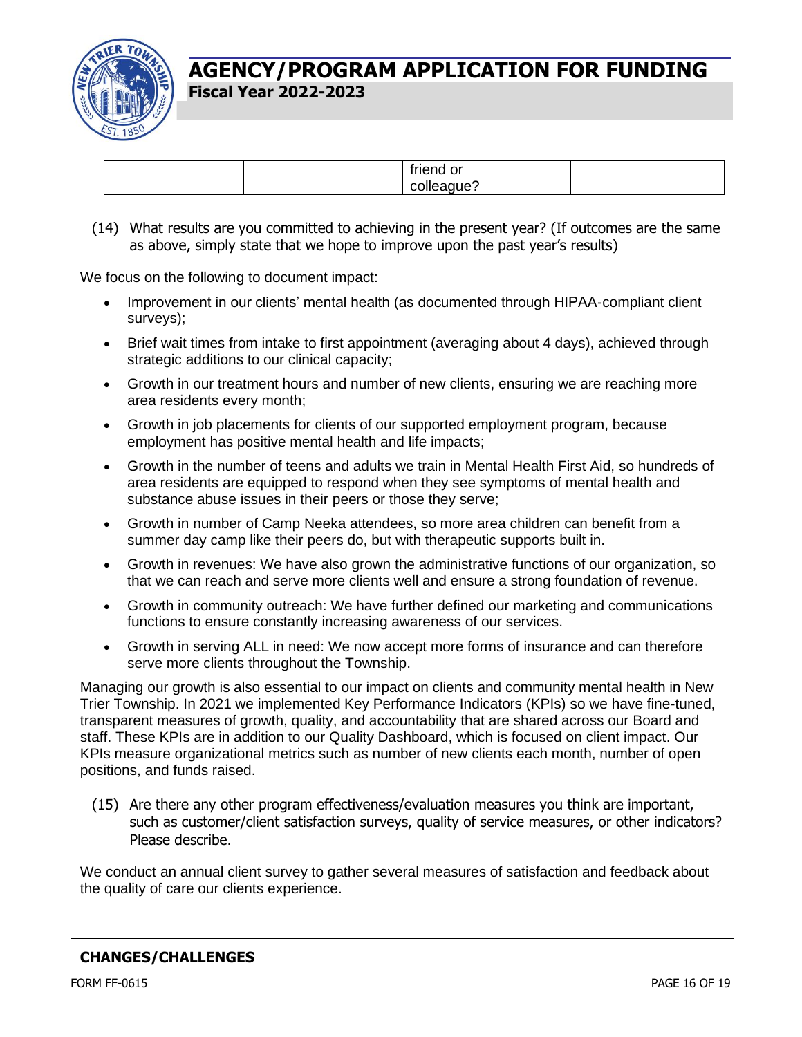| | | friend or colleague? | |
|---|---|---|---|

(14) What results are you committed to achieving in the present year? (If outcomes are the same as above, simply state that we hope to improve upon the past year's results)

We focus on the following to document impact:

- Improvement in our clients' mental health (as documented through HIPAA-compliant client surveys);
- Brief wait times from intake to first appointment (averaging about 4 days), achieved through strategic additions to our clinical capacity;
- Growth in our treatment hours and number of new clients, ensuring we are reaching more area residents every month;
- Growth in job placements for clients of our supported employment program, because employment has positive mental health and life impacts;
- Growth in the number of teens and adults we train in Mental Health First Aid, so hundreds of area residents are equipped to respond when they see symptoms of mental health and substance abuse issues in their peers or those they serve;
- Growth in number of Camp Neeka attendees, so more area children can benefit from a summer day camp like their peers do, but with therapeutic supports built in.
- Growth in revenues: We have also grown the administrative functions of our organization, so that we can reach and serve more clients well and ensure a strong foundation of revenue.
- Growth in community outreach: We have further defined our marketing and communications functions to ensure constantly increasing awareness of our services.
- Growth in serving ALL in need: We now accept more forms of insurance and can therefore serve more clients throughout the Township.

Managing our growth is also essential to our impact on clients and community mental health in New Trier Township. In 2021 we implemented Key Performance Indicators (KPIs) so we have fine-tuned, transparent measures of growth, quality, and accountability that are shared across our Board and staff. These KPIs are in addition to our Quality Dashboard, which is focused on client impact. Our KPIs measure organizational metrics such as number of new clients each month, number of open positions, and funds raised.

(15) Are there any other program effectiveness/evaluation measures you think are important, such as customer/client satisfaction surveys, quality of service measures, or other indicators? Please describe.

We conduct an annual client survey to gather several measures of satisfaction and feedback about the quality of care our clients experience.

**CHANGES/CHALLENGES**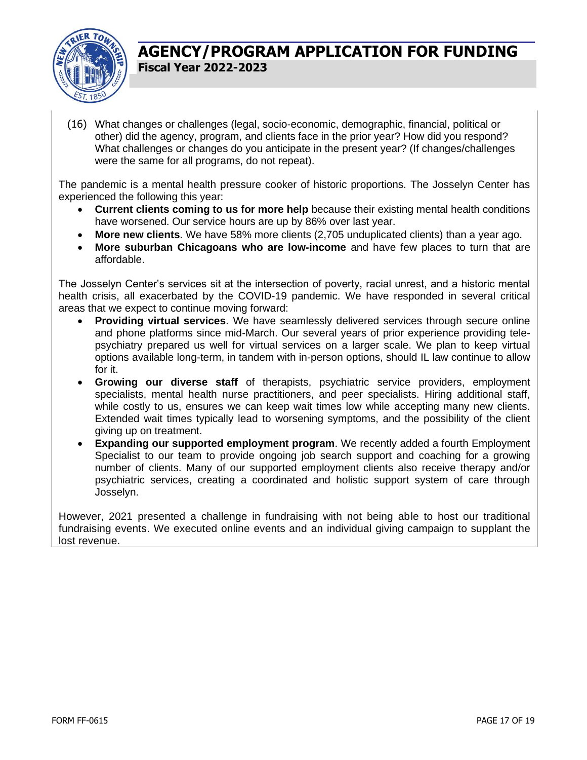(16) What changes or challenges (legal, socio-economic, demographic, financial, political or other) did the agency, program, and clients face in the prior year? How did you respond? What challenges or changes do you anticipate in the present year? (If changes/challenges were the same for all programs, do not repeat).

The pandemic is a mental health pressure cooker of historic proportions. The Josselyn Center has experienced the following this year:

- **Current clients coming to us for more help** because their existing mental health conditions have worsened. Our service hours are up by 86% over last year.
- **More new clients**. We have 58% more clients (2,705 unduplicated clients) than a year ago.
- **More suburban Chicagoans who are low-income** and have few places to turn that are affordable.

The Josselyn Center's services sit at the intersection of poverty, racial unrest, and a historic mental health crisis, all exacerbated by the COVID-19 pandemic. We have responded in several critical areas that we expect to continue moving forward:

- **Providing virtual services**. We have seamlessly delivered services through secure online and phone platforms since mid-March. Our several years of prior experience providing tele-psychiatry prepared us well for virtual services on a larger scale. We plan to keep virtual options available long-term, in tandem with in-person options, should IL law continue to allow for it.
- **Growing our diverse staff** of therapists, psychiatric service providers, employment specialists, mental health nurse practitioners, and peer specialists. Hiring additional staff, while costly to us, ensures we can keep wait times low while accepting many new clients. Extended wait times typically lead to worsening symptoms, and the possibility of the client giving up on treatment.
- **Expanding our supported employment program**. We recently added a fourth Employment Specialist to our team to provide ongoing job search support and coaching for a growing number of clients. Many of our supported employment clients also receive therapy and/or psychiatric services, creating a coordinated and holistic support system of care through Josselyn.

However, 2021 presented a challenge in fundraising with not being able to host our traditional fundraising events. We executed online events and an individual giving campaign to supplant the lost revenue.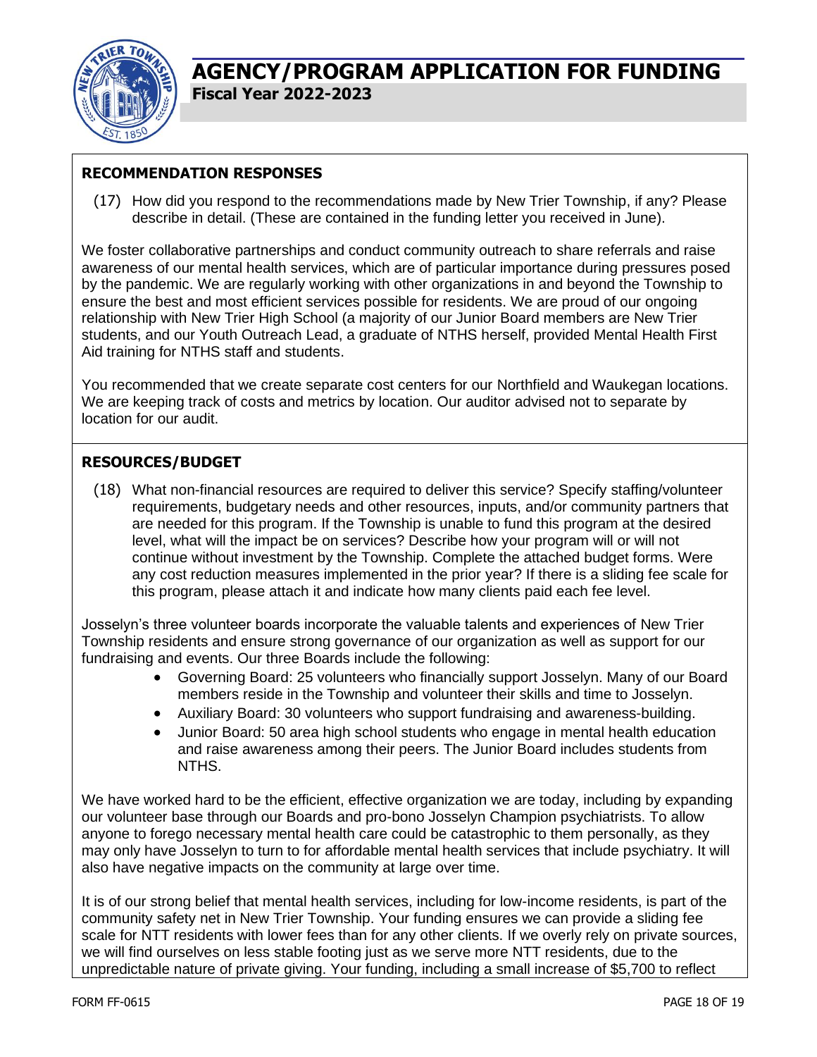# AGENCY/PROGRAM APPLICATION FOR FUNDING

**Fiscal Year 2022-2023**

## RECOMMENDATION RESPONSES

(17) How did you respond to the recommendations made by New Trier Township, if any? Please describe in detail. (These are contained in the funding letter you received in June).

We foster collaborative partnerships and conduct community outreach to share referrals and raise awareness of our mental health services, which are of particular importance during pressures posed by the pandemic. We are regularly working with other organizations in and beyond the Township to ensure the best and most efficient services possible for residents. We are proud of our ongoing relationship with New Trier High School (a majority of our Junior Board members are New Trier students, and our Youth Outreach Lead, a graduate of NTHS herself, provided Mental Health First Aid training for NTHS staff and students.

You recommended that we create separate cost centers for our Northfield and Waukegan locations. We are keeping track of costs and metrics by location. Our auditor advised not to separate by location for our audit.

## RESOURCES/BUDGET

(18) What non-financial resources are required to deliver this service? Specify staffing/volunteer requirements, budgetary needs and other resources, inputs, and/or community partners that are needed for this program. If the Township is unable to fund this program at the desired level, what will the impact be on services? Describe how your program will or will not continue without investment by the Township. Complete the attached budget forms. Were any cost reduction measures implemented in the prior year? If there is a sliding fee scale for this program, please attach it and indicate how many clients paid each fee level.

Josselyn's three volunteer boards incorporate the valuable talents and experiences of New Trier Township residents and ensure strong governance of our organization as well as support for our fundraising and events. Our three Boards include the following:

- Governing Board: 25 volunteers who financially support Josselyn. Many of our Board members reside in the Township and volunteer their skills and time to Josselyn.
- Auxiliary Board: 30 volunteers who support fundraising and awareness-building.
- Junior Board: 50 area high school students who engage in mental health education and raise awareness among their peers. The Junior Board includes students from NTHS.

We have worked hard to be the efficient, effective organization we are today, including by expanding our volunteer base through our Boards and pro-bono Josselyn Champion psychiatrists. To allow anyone to forego necessary mental health care could be catastrophic to them personally, as they may only have Josselyn to turn to for affordable mental health services that include psychiatry. It will also have negative impacts on the community at large over time.

It is of our strong belief that mental health services, including for low-income residents, is part of the community safety net in New Trier Township. Your funding ensures we can provide a sliding fee scale for NTT residents with lower fees than for any other clients. If we overly rely on private sources, we will find ourselves on less stable footing just as we serve more NTT residents, due to the unpredictable nature of private giving. Your funding, including a small increase of $5,700 to reflect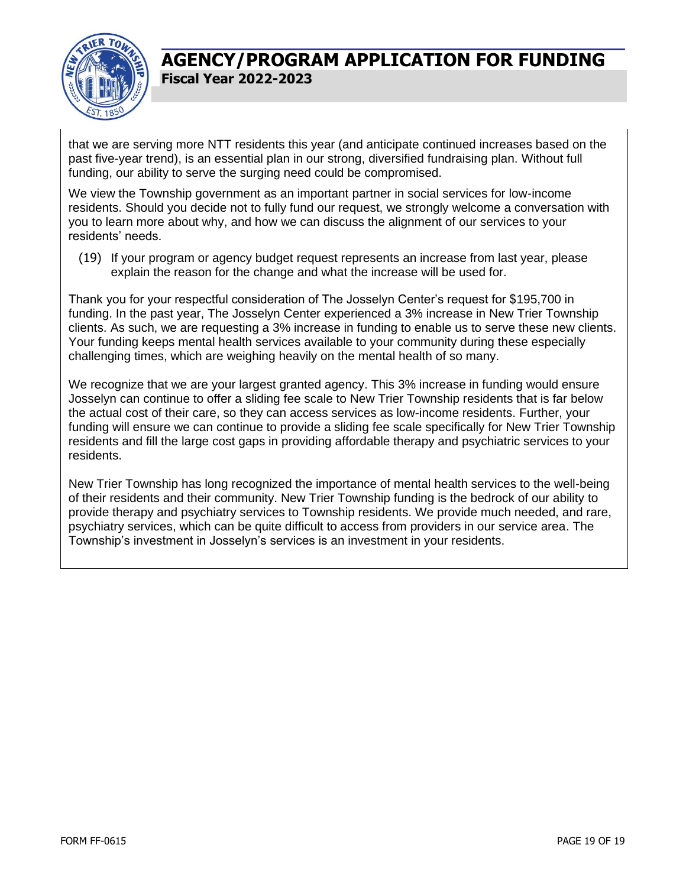that we are serving more NTT residents this year (and anticipate continued increases based on the past five-year trend), is an essential plan in our strong, diversified fundraising plan. Without full funding, our ability to serve the surging need could be compromised.

We view the Township government as an important partner in social services for low-income residents. Should you decide not to fully fund our request, we strongly welcome a conversation with you to learn more about why, and how we can discuss the alignment of our services to your residents' needs.

(19) If your program or agency budget request represents an increase from last year, please explain the reason for the change and what the increase will be used for.

Thank you for your respectful consideration of The Josselyn Center's request for $195,700 in funding. In the past year, The Josselyn Center experienced a 3% increase in New Trier Township clients. As such, we are requesting a 3% increase in funding to enable us to serve these new clients. Your funding keeps mental health services available to your community during these especially challenging times, which are weighing heavily on the mental health of so many.

We recognize that we are your largest granted agency. This 3% increase in funding would ensure Josselyn can continue to offer a sliding fee scale to New Trier Township residents that is far below the actual cost of their care, so they can access services as low-income residents. Further, your funding will ensure we can continue to provide a sliding fee scale specifically for New Trier Township residents and fill the large cost gaps in providing affordable therapy and psychiatric services to your residents.

New Trier Township has long recognized the importance of mental health services to the well-being of their residents and their community. New Trier Township funding is the bedrock of our ability to provide therapy and psychiatry services to Township residents. We provide much needed, and rare, psychiatry services, which can be quite difficult to access from providers in our service area. The Township's investment in Josselyn's services is an investment in your residents.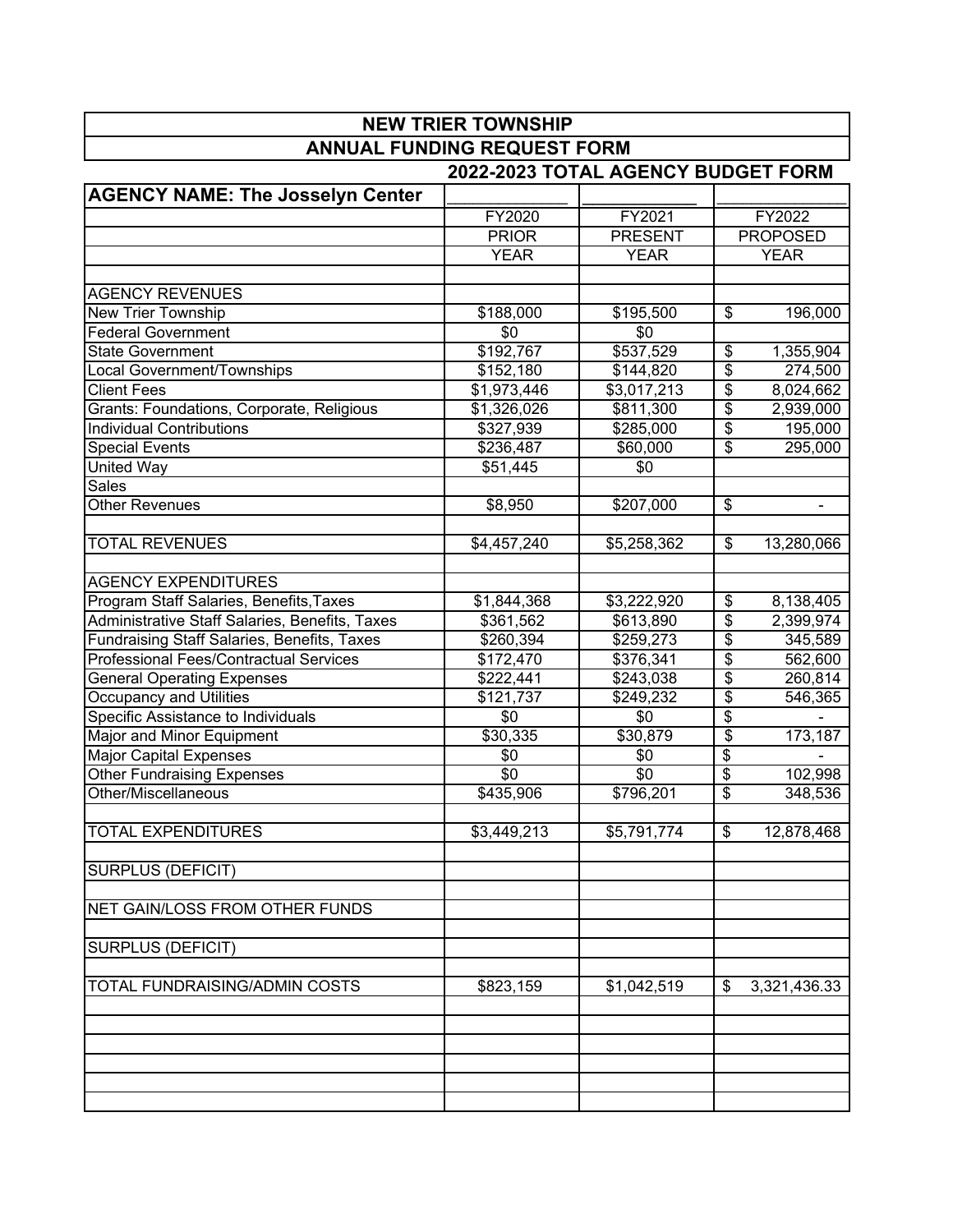# NEW TRIER TOWNSHIP

## ANNUAL FUNDING REQUEST FORM

### 2022-2023 TOTAL AGENCY BUDGET FORM

| AGENCY NAME: The Josselyn Center | FY2020 PRIOR YEAR | FY2021 PRESENT YEAR | FY2022 PROPOSED YEAR |
|---|---|---|---|
| | | | |
| AGENCY REVENUES | | | |
| New Trier Township | $188,000 | $195,500 | $ 196,000 |
| Federal Government | $0 | $0 | |
| State Government | $192,767 | $537,529 | $ 1,355,904 |
| Local Government/Townships | $152,180 | $144,820 | $ 274,500 |
| Client Fees | $1,973,446 | $3,017,213 | $ 8,024,662 |
| Grants: Foundations, Corporate, Religious | $1,326,026 | $811,300 | $ 2,939,000 |
| Individual Contributions | $327,939 | $285,000 | $ 195,000 |
| Special Events | $236,487 | $60,000 | $ 295,000 |
| United Way | $51,445 | $0 | |
| Sales | | | |
| Other Revenues | $8,950 | $207,000 | $ - |
| | | | |
| TOTAL REVENUES | $4,457,240 | $5,258,362 | $ 13,280,066 |
| | | | |
| AGENCY EXPENDITURES | | | |
| Program Staff Salaries, Benefits,Taxes | $1,844,368 | $3,222,920 | $ 8,138,405 |
| Administrative Staff Salaries, Benefits, Taxes | $361,562 | $613,890 | $ 2,399,974 |
| Fundraising Staff Salaries, Benefits, Taxes | $260,394 | $259,273 | $ 345,589 |
| Professional Fees/Contractual Services | $172,470 | $376,341 | $ 562,600 |
| General Operating Expenses | $222,441 | $243,038 | $ 260,814 |
| Occupancy and Utilities | $121,737 | $249,232 | $ 546,365 |
| Specific Assistance to Individuals | $0 | $0 | $ - |
| Major and Minor Equipment | $30,335 | $30,879 | $ 173,187 |
| Major Capital Expenses | $0 | $0 | $ - |
| Other Fundraising Expenses | $0 | $0 | $ 102,998 |
| Other/Miscellaneous | $435,906 | $796,201 | $ 348,536 |
| | | | |
| TOTAL EXPENDITURES | $3,449,213 | $5,791,774 | $ 12,878,468 |
| | | | |
| SURPLUS (DEFICIT) | | | |
| | | | |
| NET GAIN/LOSS FROM OTHER FUNDS | | | |
| | | | |
| SURPLUS (DEFICIT) | | | |
| | | | |
| TOTAL FUNDRAISING/ADMIN COSTS | $823,159 | $1,042,519 | $ 3,321,436.33 |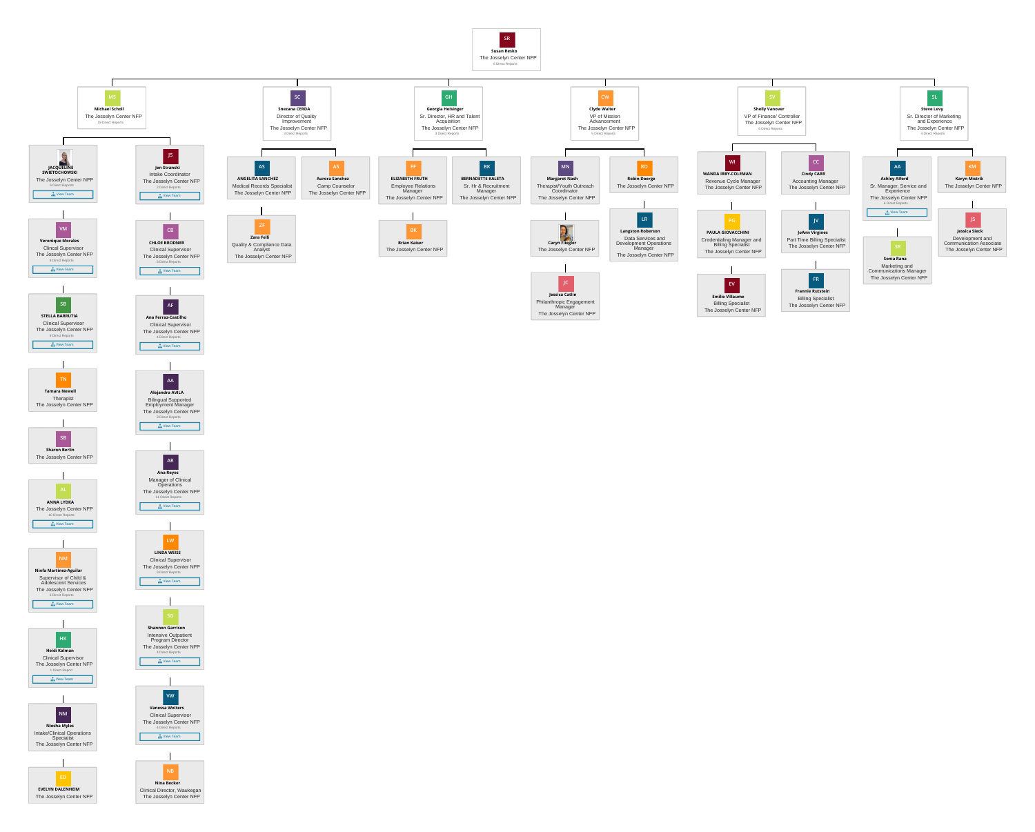**Susan Resko**
The Josselyn Center NFP
6 Direct Reports

## Michael Scholl
The Josselyn Center NFP
19 Direct Reports

- **JACQUELINE SWIETOCHOWSKI** — The Josselyn Center NFP — 6 Direct Reports — View Team
- **Veronique Morales** — Clinical Supervisor — The Josselyn Center NFP — 8 Direct Reports — View Team
- **STELLA BARRUTIA** — Clinical Supervisor — The Josselyn Center NFP — 8 Direct Reports — View Team
- **Tamara Newell** — Therapist — The Josselyn Center NFP
- **Sharon Berlin** — The Josselyn Center NFP
- **ANNA LYDKA** — The Josselyn Center NFP — 10 Direct Reports — View Team
- **Ninfa Martinez-Aguilar** — Supervisor of Child & Adolescent Services — The Josselyn Center NFP — 6 Direct Reports — View Team
- **Heidi Kalman** — Clinical Supervisor — The Josselyn Center NFP — 1 Direct Reports — View Team
- **Niesha Myles** — Intake/Clinical Operations Specialist — The Josselyn Center NFP
- **EVELYN DALENHEIM** — The Josselyn Center NFP
- **Jen Stranski** — Intake Coordinator — The Josselyn Center NFP — 2 Direct Reports — View Team
- **CHLOE BRODNER** — Clinical Supervisor — The Josselyn Center NFP — 6 Direct Reports — View Team
- **Ana Ferraz-Castilho** — Clinical Supervisor — The Josselyn Center NFP — 4 Direct Reports — View Team
- **Alejandra AVILA** — Bilingual Supported Employment Manager — The Josselyn Center NFP — 3 Direct Reports — View Team
- **Ana Reyes** — Manager of Clinical Operations — The Josselyn Center NFP — 11 Direct Reports — View Team
- **LINDA WEISS** — Clinical Supervisor — The Josselyn Center NFP — 9 Direct Reports — View Team
- **Shannon Garrison** — Intensive Outpatient Program Director — The Josselyn Center NFP — 4 Direct Reports — View Team
- **Vanessa Wolters** — Clinical Supervisor — The Josselyn Center NFP — 6 Direct Reports — View Team
- **Nina Becker** — Clinical Director, Waukegan — The Josselyn Center NFP

## Snezana CERDA
Director of Quality Improvement
The Josselyn Center NFP
3 Direct Reports

- **ANGELITA SANCHEZ** — Medical Records Specialist — The Josselyn Center NFP
  - **Zara Felli** — Quality & Compliance Data Analyst — The Josselyn Center NFP
- **Aurora Sanchez** — Camp Counselor — The Josselyn Center NFP

## Georgia Heisinger
Sr. Director, HR and Talent Acquisition
The Josselyn Center NFP
3 Direct Reports

- **ELIZABETH FRUTH** — Employee Relations Manager — The Josselyn Center NFP
  - **Brian Kaiser** — The Josselyn Center NFP
- **BERNADETTE KALETA** — Sr. Hr & Recruitment Manager — The Josselyn Center NFP

## Clyde Walter
VP of Mission Advancement
The Josselyn Center NFP
5 Direct Reports

- **Margaret Nash** — Therapist/Youth Outreach Coordinator — The Josselyn Center NFP
  - **Caryn Fliegler** — The Josselyn Center NFP
  - **Jessica Catlin** — Philanthropic Engagement Manager — The Josselyn Center NFP
- **Robin Doerge** — The Josselyn Center NFP
  - **Langston Roberson** — Data Services and Development Operations Manager — The Josselyn Center NFP

## Shelly Vanover
VP of Finance/ Controller
The Josselyn Center NFP
6 Direct Reports

- **WANDA IRBY-COLEMAN** — Revenue Cycle Manager — The Josselyn Center NFP
  - **PAULA GIOVACCHINI** — Credentialing Manager and Billing Specialist — The Josselyn Center NFP
  - **Emilie Villaume** — Billing Specialist — The Josselyn Center NFP
- **Cindy CARR** — Accounting Manager — The Josselyn Center NFP
  - **JoAnn Virgines** — Part Time Billing Specialist — The Josselyn Center NFP
  - **Frannie Rutstein** — Billing Specialist — The Josselyn Center NFP

## Steve Levy
Sr. Director of Marketing and Experience
The Josselyn Center NFP
4 Direct Reports

- **Ashley Alford** — Sr. Manager, Service and Experience — The Josselyn Center NFP — 6 Direct Reports — View Team
  - **Sonia Rana** — Marketing and Communications Manager — The Josselyn Center NFP
- **Karyn Mistrik** — The Josselyn Center NFP
  - **Jessica Sieck** — Development and Communication Associate — The Josselyn Center NFP